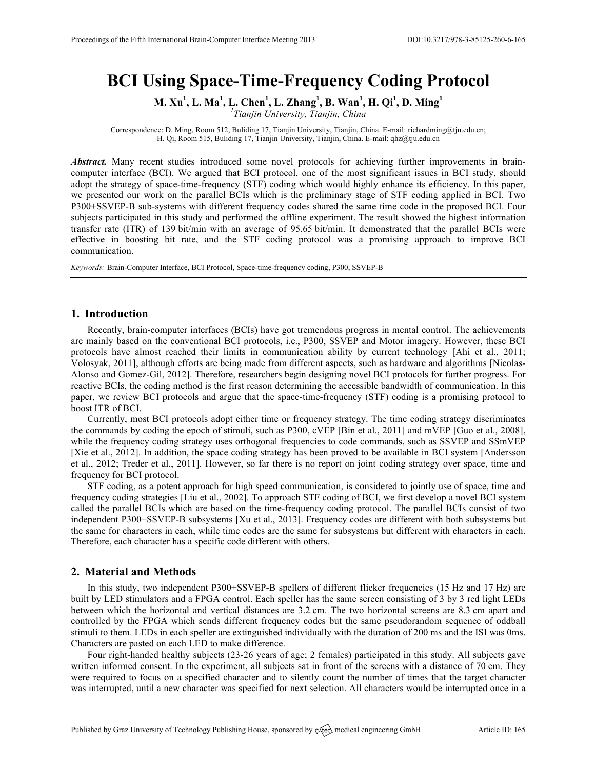# BCI Using Space-Time-Frequency Coding Protocol

**M. Xu[1], L. Ma[1], L. Chen[1], L. Zhang[1], B. Wan[1], H. Qi[1], D. Ming[1]**

[1]*Tianjin University, Tianjin, China*

Correspondence: D. Ming, Room 512, Buliding 17, Tianjin University, Tianjin, China. E-mail: richardming@tju.edu.cn; H. Qi, Room 515, Buliding 17, Tianjin University, Tianjin, China. E-mail: qhz@tju.edu.cn

***Abstract.*** Many recent studies introduced some novel protocols for achieving further improvements in brain-computer interface (BCI). We argued that BCI protocol, one of the most significant issues in BCI study, should adopt the strategy of space-time-frequency (STF) coding which would highly enhance its efficiency. In this paper, we presented our work on the parallel BCIs which is the preliminary stage of STF coding applied in BCI. Two P300+SSVEP-B sub-systems with different frequency codes shared the same time code in the proposed BCI. Four subjects participated in this study and performed the offline experiment. The result showed the highest information transfer rate (ITR) of 139 bit/min with an average of 95.65 bit/min. It demonstrated that the parallel BCIs were effective in boosting bit rate, and the STF coding protocol was a promising approach to improve BCI communication.

*Keywords:* Brain-Computer Interface, BCI Protocol, Space-time-frequency coding, P300, SSVEP-B

## 1. Introduction

Recently, brain-computer interfaces (BCIs) have got tremendous progress in mental control. The achievements are mainly based on the conventional BCI protocols, i.e., P300, SSVEP and Motor imagery. However, these BCI protocols have almost reached their limits in communication ability by current technology [Ahi et al., 2011; Volosyak, 2011], although efforts are being made from different aspects, such as hardware and algorithms [Nicolas-Alonso and Gomez-Gil, 2012]. Therefore, researchers begin designing novel BCI protocols for further progress. For reactive BCIs, the coding method is the first reason determining the accessible bandwidth of communication. In this paper, we review BCI protocols and argue that the space-time-frequency (STF) coding is a promising protocol to boost ITR of BCI.

Currently, most BCI protocols adopt either time or frequency strategy. The time coding strategy discriminates the commands by coding the epoch of stimuli, such as P300, cVEP [Bin et al., 2011] and mVEP [Guo et al., 2008], while the frequency coding strategy uses orthogonal frequencies to code commands, such as SSVEP and SSmVEP [Xie et al., 2012]. In addition, the space coding strategy has been proved to be available in BCI system [Andersson et al., 2012; Treder et al., 2011]. However, so far there is no report on joint coding strategy over space, time and frequency for BCI protocol.

STF coding, as a potent approach for high speed communication, is considered to jointly use of space, time and frequency coding strategies [Liu et al., 2002]. To approach STF coding of BCI, we first develop a novel BCI system called the parallel BCIs which are based on the time-frequency coding protocol. The parallel BCIs consist of two independent P300+SSVEP-B subsystems [Xu et al., 2013]. Frequency codes are different with both subsystems but the same for characters in each, while time codes are the same for subsystems but different with characters in each. Therefore, each character has a specific code different with others.

## 2. Material and Methods

In this study, two independent P300+SSVEP-B spellers of different flicker frequencies (15 Hz and 17 Hz) are built by LED stimulators and a FPGA control. Each speller has the same screen consisting of 3 by 3 red light LEDs between which the horizontal and vertical distances are 3.2 cm. The two horizontal screens are 8.3 cm apart and controlled by the FPGA which sends different frequency codes but the same pseudorandom sequence of oddball stimuli to them. LEDs in each speller are extinguished individually with the duration of 200 ms and the ISI was 0ms. Characters are pasted on each LED to make difference.

Four right-handed healthy subjects (23-26 years of age; 2 females) participated in this study. All subjects gave written informed consent. In the experiment, all subjects sat in front of the screens with a distance of 70 cm. They were required to focus on a specified character and to silently count the number of times that the target character was interrupted, until a new character was specified for next selection. All characters would be interrupted once in a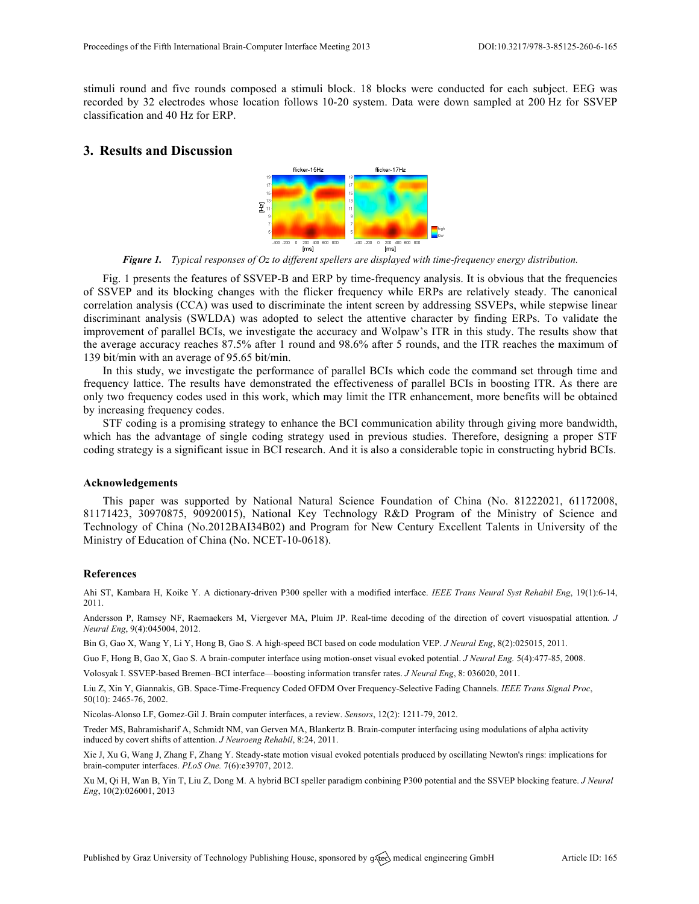stimuli round and five rounds composed a stimuli block. 18 blocks were conducted for each subject. EEG was recorded by 32 electrodes whose location follows 10-20 system. Data were down sampled at 200 Hz for SSVEP classification and 40 Hz for ERP.

## 3. Results and Discussion

flicker-15Hz

flicker-17Hz

[Hz]

19
17
15
13
11
9
7
5

-400 -200 0 200 400 600 800

[ms]

high

low

***Figure 1.*** *Typical responses of Oz to different spellers are displayed with time-frequency energy distribution.*

Fig. 1 presents the features of SSVEP-B and ERP by time-frequency analysis. It is obvious that the frequencies of SSVEP and its blocking changes with the flicker frequency while ERPs are relatively steady. The canonical correlation analysis (CCA) was used to discriminate the intent screen by addressing SSVEPs, while stepwise linear discriminant analysis (SWLDA) was adopted to select the attentive character by finding ERPs. To validate the improvement of parallel BCIs, we investigate the accuracy and Wolpaw's ITR in this study. The results show that the average accuracy reaches 87.5% after 1 round and 98.6% after 5 rounds, and the ITR reaches the maximum of 139 bit/min with an average of 95.65 bit/min.

In this study, we investigate the performance of parallel BCIs which code the command set through time and frequency lattice. The results have demonstrated the effectiveness of parallel BCIs in boosting ITR. As there are only two frequency codes used in this work, which may limit the ITR enhancement, more benefits will be obtained by increasing frequency codes.

STF coding is a promising strategy to enhance the BCI communication ability through giving more bandwidth, which has the advantage of single coding strategy used in previous studies. Therefore, designing a proper STF coding strategy is a significant issue in BCI research. And it is also a considerable topic in constructing hybrid BCIs.

#### Acknowledgements

This paper was supported by National Natural Science Foundation of China (No. 81222021, 61172008, 81171423, 30970875, 90920015), National Key Technology R&D Program of the Ministry of Science and Technology of China (No.2012BAI34B02) and Program for New Century Excellent Talents in University of the Ministry of Education of China (No. NCET-10-0618).

#### References

Ahi ST, Kambara H, Koike Y. A dictionary-driven P300 speller with a modified interface. *IEEE Trans Neural Syst Rehabil Eng*, 19(1):6-14, 2011.

Andersson P, Ramsey NF, Raemaekers M, Viergever MA, Pluim JP. Real-time decoding of the direction of covert visuospatial attention. *J Neural Eng*, 9(4):045004, 2012.

Bin G, Gao X, Wang Y, Li Y, Hong B, Gao S. A high-speed BCI based on code modulation VEP. *J Neural Eng*, 8(2):025015, 2011.

Guo F, Hong B, Gao X, Gao S. A brain-computer interface using motion-onset visual evoked potential. *J Neural Eng.* 5(4):477-85, 2008.

Volosyak I. SSVEP-based Bremen–BCI interface—boosting information transfer rates. *J Neural Eng*, 8: 036020, 2011.

Liu Z, Xin Y, Giannakis, GB. Space-Time-Frequency Coded OFDM Over Frequency-Selective Fading Channels. *IEEE Trans Signal Proc*, 50(10): 2465-76, 2002.

Nicolas-Alonso LF, Gomez-Gil J. Brain computer interfaces, a review. *Sensors*, 12(2): 1211-79, 2012.

Treder MS, Bahramisharif A, Schmidt NM, van Gerven MA, Blankertz B. Brain-computer interfacing using modulations of alpha activity induced by covert shifts of attention. *J Neuroeng Rehabil*, 8:24, 2011.

Xie J, Xu G, Wang J, Zhang F, Zhang Y. Steady-state motion visual evoked potentials produced by oscillating Newton's rings: implications for brain-computer interfaces. *PLoS One.* 7(6):e39707, 2012.

Xu M, Qi H, Wan B, Yin T, Liu Z, Dong M. A hybrid BCI speller paradigm conbining P300 potential and the SSVEP blocking feature. *J Neural Eng*, 10(2):026001, 2013